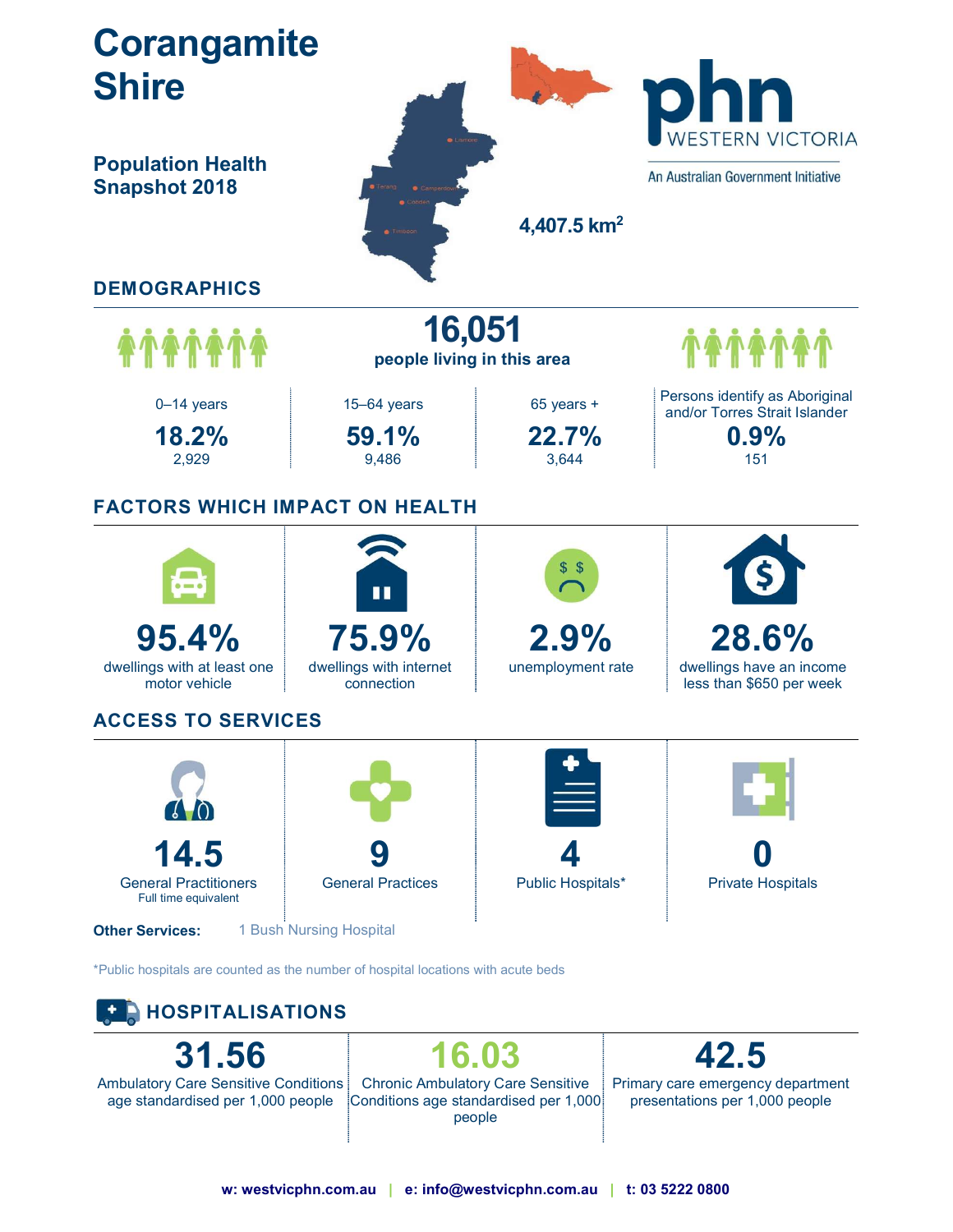# Corangamite Shire

## Population Health Snapshot 2018

phn WESTERN VICTORIA

An Australian Government Initiative

4,407.5 km²

## DEMOGRAPHICS

**16,051**
people living in this area

| 0–14 years | 15–64 years | 65 years + | Persons identify as Aboriginal and/or Torres Strait Islander |
|---|---|---|---|
| **18.2%** | **59.1%** | **22.7%** | **0.9%** |
| 2,929 | 9,486 | 3,644 | 151 |

## FACTORS WHICH IMPACT ON HEALTH

| **95.4%** | **75.9%** | **2.9%** | **28.6%** |
|---|---|---|---|
| dwellings with at least one motor vehicle | dwellings with internet connection | unemployment rate | dwellings have an income less than $650 per week |

## ACCESS TO SERVICES

| **14.5** | **9** | **4** | **0** |
|---|---|---|---|
| General Practitioners Full time equivalent | General Practices | Public Hospitals* | Private Hospitals |

**Other Services:** 1 Bush Nursing Hospital

*Public hospitals are counted as the number of hospital locations with acute beds

## HOSPITALISATIONS

| **31.56** | **16.03** | **42.5** |
|---|---|---|
| Ambulatory Care Sensitive Conditions age standardised per 1,000 people | Chronic Ambulatory Care Sensitive Conditions age standardised per 1,000 people | Primary care emergency department presentations per 1,000 people |

**w: westvicphn.com.au | e: info@westvicphn.com.au | t: 03 5222 0800**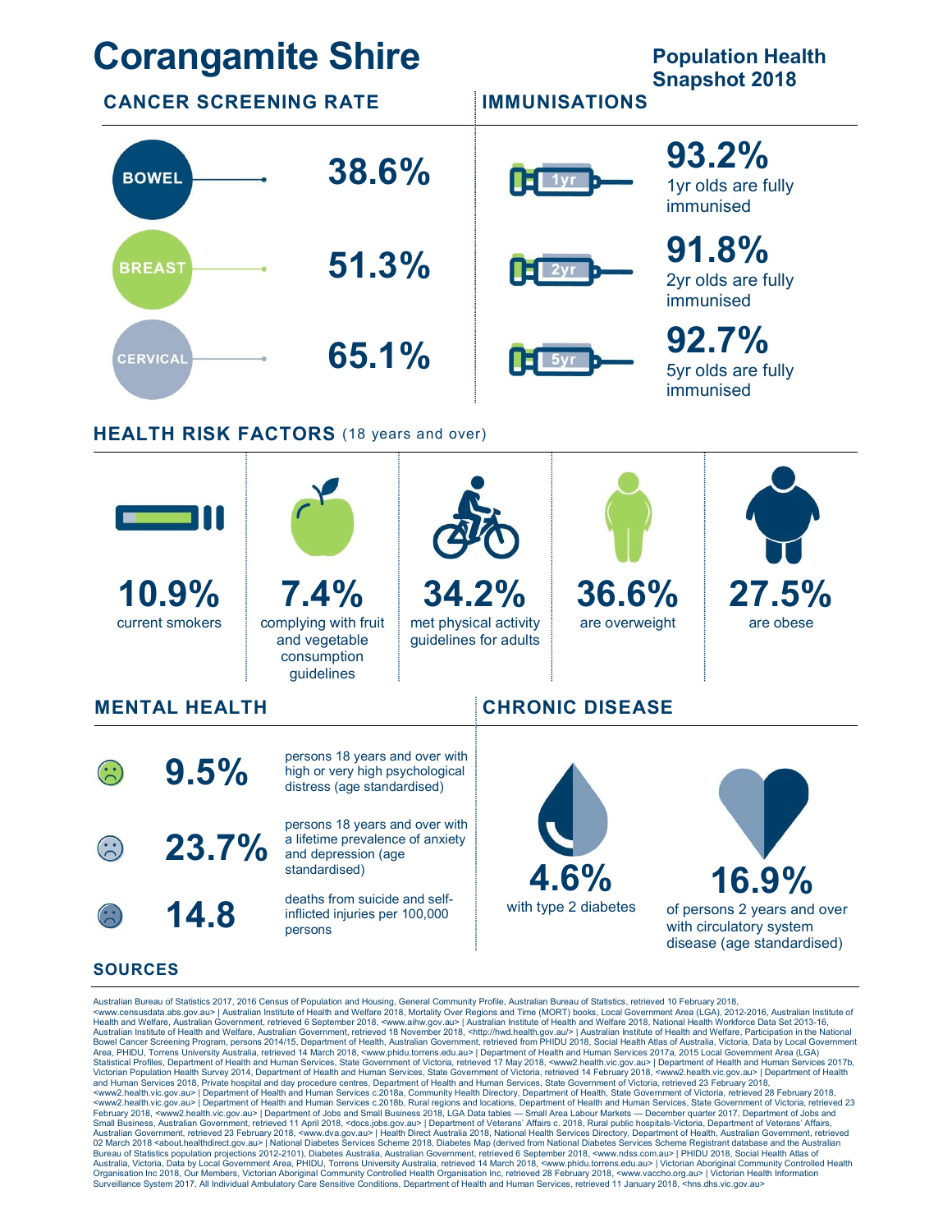# Corangamite Shire

**Population Health Snapshot 2018**

## CANCER SCREENING RATE

BOWEL 38.6%

BREAST 51.3%

CERVICAL 65.1%

## IMMUNISATIONS

1yr **93.2%** 1yr olds are fully immunised

2yr **91.8%** 2yr olds are fully immunised

5yr **92.7%** 5yr olds are fully immunised

## HEALTH RISK FACTORS (18 years and over)

**10.9%** current smokers

**7.4%** complying with fruit and vegetable consumption guidelines

**34.2%** met physical activity guidelines for adults

**36.6%** are overweight

**27.5%** are obese

## MENTAL HEALTH

**9.5%** persons 18 years and over with high or very high psychological distress (age standardised)

**23.7%** persons 18 years and over with a lifetime prevalence of anxiety and depression (age standardised)

**14.8** deaths from suicide and self-inflicted injuries per 100,000 persons

## CHRONIC DISEASE

**4.6%** with type 2 diabetes

**16.9%** of persons 2 years and over with circulatory system disease (age standardised)

## SOURCES

Australian Bureau of Statistics 2017, 2016 Census of Population and Housing, General Community Profile, Australian Bureau of Statistics, retrieved 10 February 2018, <www.censusdata.abs.gov.au> | Australian Institute of Health and Welfare 2018, Mortality Over Regions and Time (MORT) books, Local Government Area (LGA), 2012-2016, Australian Institute of Health and Welfare, Australian Government, retrieved 6 September 2018, <www.aihw.gov.au> | Australian Institute of Health and Welfare 2018, National Health Workforce Data Set 2013-16, Australian Institute of Health and Welfare, Australian Government, retrieved 18 November 2018, <http://hwd.health.gov.au/> | Australian Institute of Health and Welfare, Participation in the National Bowel Cancer Screening Program, persons 2014/15, Department of Health, Australian Government, retrieved from PHIDU 2018, Social Health Atlas of Australia, Victoria, Data by Local Government Area, PHIDU, Torrens University Australia, retrieved 14 March 2018, <www.phidu.torrens.edu.au> | Department of Health and Human Services 2017a, 2015 Local Government Area (LGA) Statistical Profiles, Department of Health and Human Services, State Government of Victoria, retrieved 17 May 2018, <www2.health.vic.gov.au> | Department of Health and Human Services 2017b, Victorian Population Health Survey 2014, Department of Health and Human Services, State Government of Victoria, retrieved 14 February 2018, <www2.health.vic.gov.au> | Department of Health and Human Services 2018, Private hospital and day procedure centres, Department of Health and Human Services, State Government of Victoria, retrieved 23 February 2018, <www2.health.vic.gov.au> | Department of Health and Human Services c.2018a, Community Health Directory, Department of Health, State Government of Victoria, retrieved 28 February 2018, <www2.health.vic.gov.au> | Department of Health and Human Services c.2018b, Rural regions and locations, Department of Health and Human Services, State Government of Victoria, retrieved 23 February 2018, <www2.health.vic.gov.au> | Department of Jobs and Small Business 2018, LGA Data tables — Small Area Labour Markets — December quarter 2017, Department of Jobs and Small Business, Australian Government, retrieved 11 April 2018, <docs.jobs.gov.au> | Department of Veterans' Affairs c. 2018, Rural public hospitals-Victoria, Department of Veterans' Affairs, Australian Government, retrieved 23 February 2018, <www.dva.gov.au> | Health Direct Australia 2018, National Health Services Directory, Department of Health, Australian Government, retrieved 02 March 2018 <about.healthdirect.gov.au> | National Diabetes Services Scheme 2018, Diabetes Map (derived from National Diabetes Services Scheme Registrant database and the Australian Bureau of Statistics population projections 2012-2101), Diabetes Australia, Australian Government, retrieved 6 September 2018, <www.ndss.com.au> | PHIDU 2018, Social Health Atlas of Australia, Victoria, Data by Local Government Area, PHIDU, Torrens University Australia, retrieved 14 March 2018, <www.phidu.torrens.edu.au> | Victorian Aboriginal Community Controlled Health Organisation Inc 2018, Our Members, Victorian Aboriginal Community Controlled Health Organisation Inc, retrieved 28 February 2018, <www.vaccho.org.au> | Victorian Health Information Surveillance System 2017, All Individual Ambulatory Care Sensitive Conditions, Department of Health and Human Services, retrieved 11 January 2018, <hns.dhs.vic.gov.au>